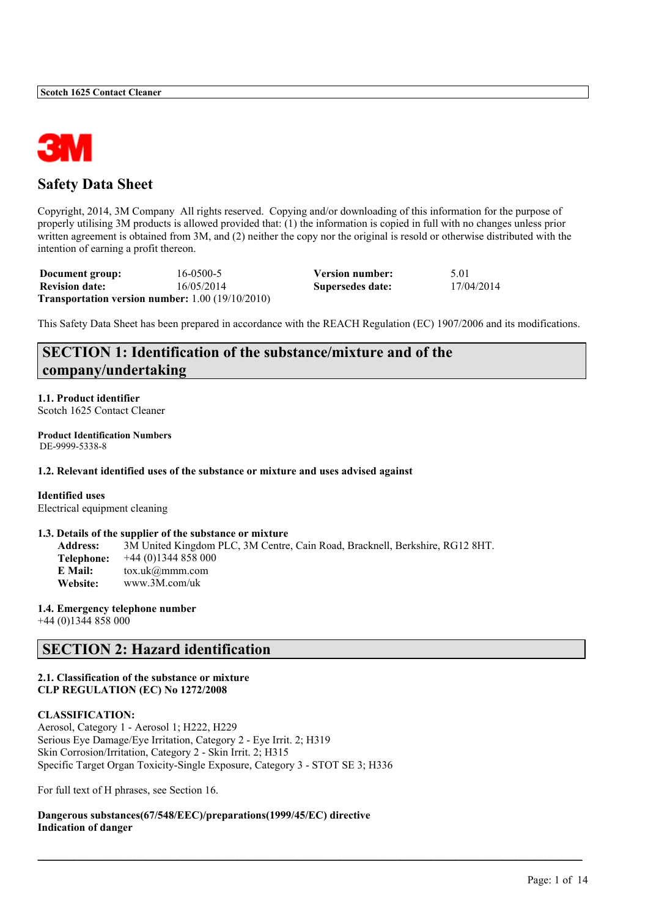Scotch 1625 Contact Cleaner

3M

# Safety Data Sheet

Copyright, 2014, 3M Company All rights reserved. Copying and/or downloading of this information for the purpose of properly utilising 3M products is allowed provided that: (1) the information is copied in full with no changes unless prior written agreement is obtained from 3M, and (2) neither the copy nor the original is resold or otherwise distributed with the intention of earning a profit thereon.

| | | | |
|---|---|---|---|
| **Document group:** | 16-0500-5 | **Version number:** | 5.01 |
| **Revision date:** | 16/05/2014 | **Supersedes date:** | 17/04/2014 |

**Transportation version number:** 1.00 (19/10/2010)

This Safety Data Sheet has been prepared in accordance with the REACH Regulation (EC) 1907/2006 and its modifications.

## SECTION 1: Identification of the substance/mixture and of the company/undertaking

**1.1. Product identifier**
Scotch 1625 Contact Cleaner

**Product Identification Numbers**
DE-9999-5338-8

**1.2. Relevant identified uses of the substance or mixture and uses advised against**

**Identified uses**
Electrical equipment cleaning

**1.3. Details of the supplier of the substance or mixture**

**Address:** 3M United Kingdom PLC, 3M Centre, Cain Road, Bracknell, Berkshire, RG12 8HT.
**Telephone:** +44 (0)1344 858 000
**E Mail:** tox.uk@mmm.com
**Website:** www.3M.com/uk

**1.4. Emergency telephone number**
+44 (0)1344 858 000

## SECTION 2: Hazard identification

**2.1. Classification of the substance or mixture**
**CLP REGULATION (EC) No 1272/2008**

**CLASSIFICATION:**
Aerosol, Category 1 - Aerosol 1; H222, H229
Serious Eye Damage/Eye Irritation, Category 2 - Eye Irrit. 2; H319
Skin Corrosion/Irritation, Category 2 - Skin Irrit. 2; H315
Specific Target Organ Toxicity-Single Exposure, Category 3 - STOT SE 3; H336

For full text of H phrases, see Section 16.

**Dangerous substances(67/548/EEC)/preparations(1999/45/EC) directive**
**Indication of danger**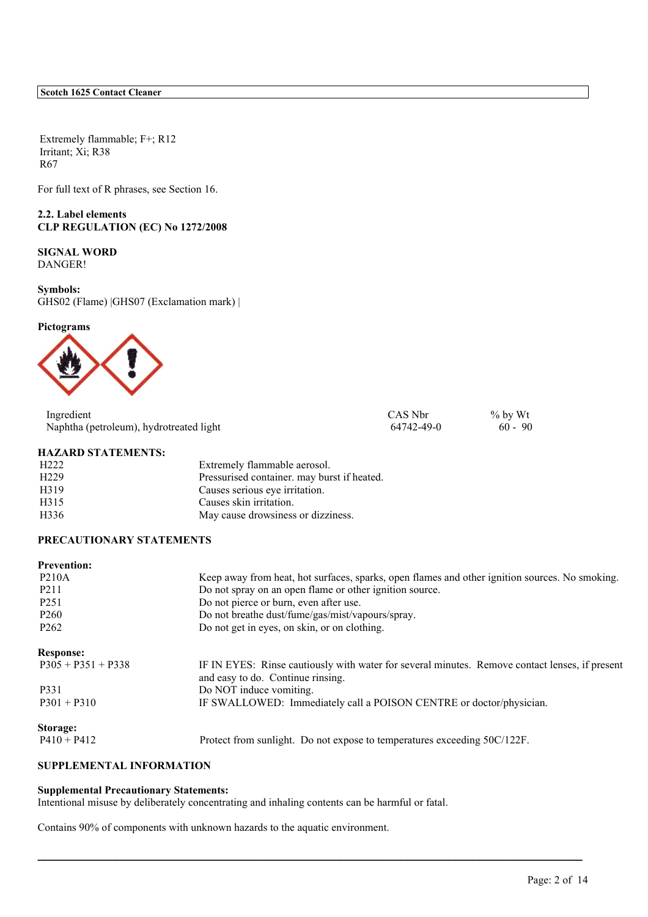Extremely flammable; F+; R12
Irritant; Xi; R38
R67

For full text of R phrases, see Section 16.

**2.2. Label elements**
**CLP REGULATION (EC) No 1272/2008**

**SIGNAL WORD**
DANGER!

**Symbols:**
GHS02 (Flame) |GHS07 (Exclamation mark) |

**Pictograms**

| Ingredient | CAS Nbr | % by Wt |
|---|---|---|
| Naphtha (petroleum), hydrotreated light | 64742-49-0 | 60 - 90 |

**HAZARD STATEMENTS:**

| | |
|---|---|
| H222 | Extremely flammable aerosol. |
| H229 | Pressurised container. may burst if heated. |
| H319 | Causes serious eye irritation. |
| H315 | Causes skin irritation. |
| H336 | May cause drowsiness or dizziness. |

**PRECAUTIONARY STATEMENTS**

**Prevention:**

| | |
|---|---|
| P210A | Keep away from heat, hot surfaces, sparks, open flames and other ignition sources. No smoking. |
| P211 | Do not spray on an open flame or other ignition source. |
| P251 | Do not pierce or burn, even after use. |
| P260 | Do not breathe dust/fume/gas/mist/vapours/spray. |
| P262 | Do not get in eyes, on skin, or on clothing. |

**Response:**

| | |
|---|---|
| P305 + P351 + P338 | IF IN EYES: Rinse cautiously with water for several minutes. Remove contact lenses, if present and easy to do. Continue rinsing. |
| P331 | Do NOT induce vomiting. |
| P301 + P310 | IF SWALLOWED: Immediately call a POISON CENTRE or doctor/physician. |

**Storage:**

| | |
|---|---|
| P410 + P412 | Protect from sunlight. Do not expose to temperatures exceeding 50C/122F. |

**SUPPLEMENTAL INFORMATION**

**Supplemental Precautionary Statements:**
Intentional misuse by deliberately concentrating and inhaling contents can be harmful or fatal.

Contains 90% of components with unknown hazards to the aquatic environment.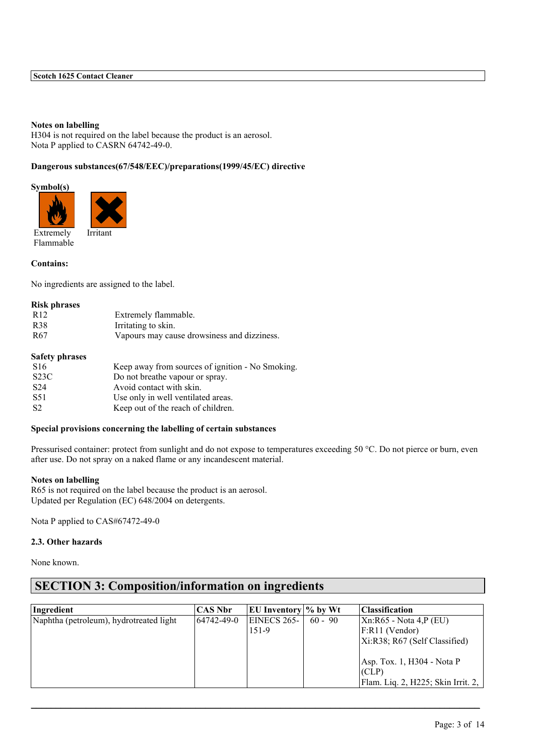**Notes on labelling**
H304 is not required on the label because the product is an aerosol.
Nota P applied to CASRN 64742-49-0.

**Dangerous substances(67/548/EEC)/preparations(1999/45/EC) directive**

**Symbol(s)**

Extremely Flammable    Irritant

**Contains:**

No ingredients are assigned to the label.

**Risk phrases**

| | |
|---|---|
| R12 | Extremely flammable. |
| R38 | Irritating to skin. |
| R67 | Vapours may cause drowsiness and dizziness. |

**Safety phrases**

| | |
|---|---|
| S16 | Keep away from sources of ignition - No Smoking. |
| S23C | Do not breathe vapour or spray. |
| S24 | Avoid contact with skin. |
| S51 | Use only in well ventilated areas. |
| S2 | Keep out of the reach of children. |

**Special provisions concerning the labelling of certain substances**

Pressurised container: protect from sunlight and do not expose to temperatures exceeding 50 °C. Do not pierce or burn, even after use. Do not spray on a naked flame or any incandescent material.

**Notes on labelling**
R65 is not required on the label because the product is an aerosol.
Updated per Regulation (EC) 648/2004 on detergents.

Nota P applied to CAS#67472-49-0

**2.3. Other hazards**

None known.

# SECTION 3: Composition/information on ingredients

| Ingredient | CAS Nbr | EU Inventory | % by Wt | Classification |
|---|---|---|---|---|
| Naphtha (petroleum), hydrotreated light | 64742-49-0 | EINECS 265-151-9 | 60 - 90 | Xn:R65 - Nota 4,P (EU)<br>F:R11 (Vendor)<br>Xi:R38; R67 (Self Classified)<br><br>Asp. Tox. 1, H304 - Nota P (CLP)<br>Flam. Liq. 2, H225; Skin Irrit. 2, |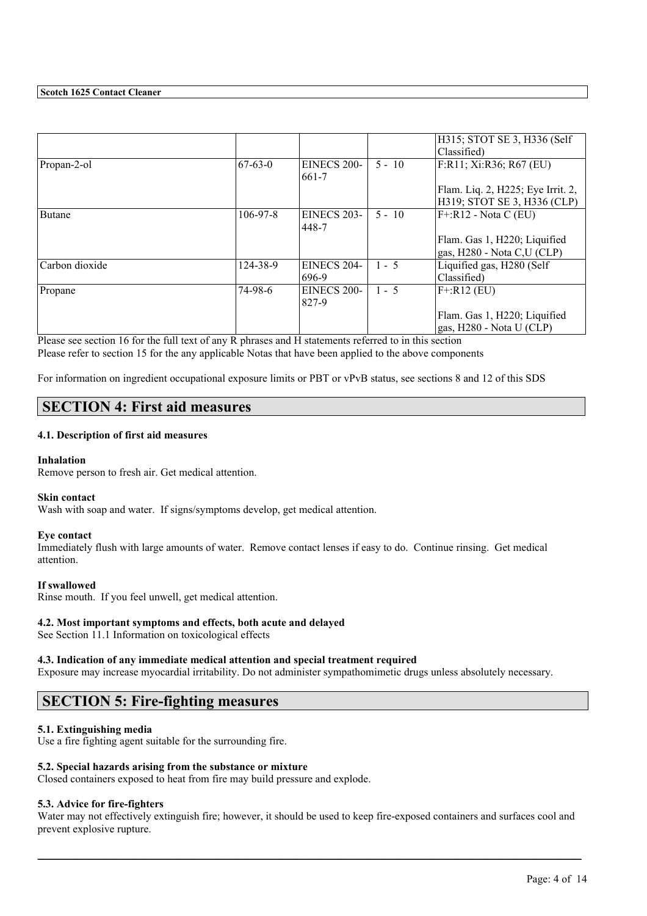|  |  |  |  | H315; STOT SE 3, H336 (Self Classified) |
| --- | --- | --- | --- | --- |
| Propan-2-ol | 67-63-0 | EINECS 200-661-7 | 5 - 10 | F:R11; Xi:R36; R67 (EU)<br><br>Flam. Liq. 2, H225; Eye Irrit. 2, H319; STOT SE 3, H336 (CLP) |
| Butane | 106-97-8 | EINECS 203-448-7 | 5 - 10 | F+:R12 - Nota C (EU)<br><br>Flam. Gas 1, H220; Liquified gas, H280 - Nota C,U (CLP) |
| Carbon dioxide | 124-38-9 | EINECS 204-696-9 | 1 - 5 | Liquified gas, H280 (Self Classified) |
| Propane | 74-98-6 | EINECS 200-827-9 | 1 - 5 | F+:R12 (EU)<br><br>Flam. Gas 1, H220; Liquified gas, H280 - Nota U (CLP) |

Please see section 16 for the full text of any R phrases and H statements referred to in this section
Please refer to section 15 for the any applicable Notas that have been applied to the above components

For information on ingredient occupational exposure limits or PBT or vPvB status, see sections 8 and 12 of this SDS

## SECTION 4: First aid measures

#### 4.1. Description of first aid measures

**Inhalation**
Remove person to fresh air. Get medical attention.

**Skin contact**
Wash with soap and water. If signs/symptoms develop, get medical attention.

**Eye contact**
Immediately flush with large amounts of water. Remove contact lenses if easy to do. Continue rinsing. Get medical attention.

**If swallowed**
Rinse mouth. If you feel unwell, get medical attention.

#### 4.2. Most important symptoms and effects, both acute and delayed
See Section 11.1 Information on toxicological effects

#### 4.3. Indication of any immediate medical attention and special treatment required
Exposure may increase myocardial irritability. Do not administer sympathomimetic drugs unless absolutely necessary.

## SECTION 5: Fire-fighting measures

#### 5.1. Extinguishing media
Use a fire fighting agent suitable for the surrounding fire.

#### 5.2. Special hazards arising from the substance or mixture
Closed containers exposed to heat from fire may build pressure and explode.

#### 5.3. Advice for fire-fighters
Water may not effectively extinguish fire; however, it should be used to keep fire-exposed containers and surfaces cool and prevent explosive rupture.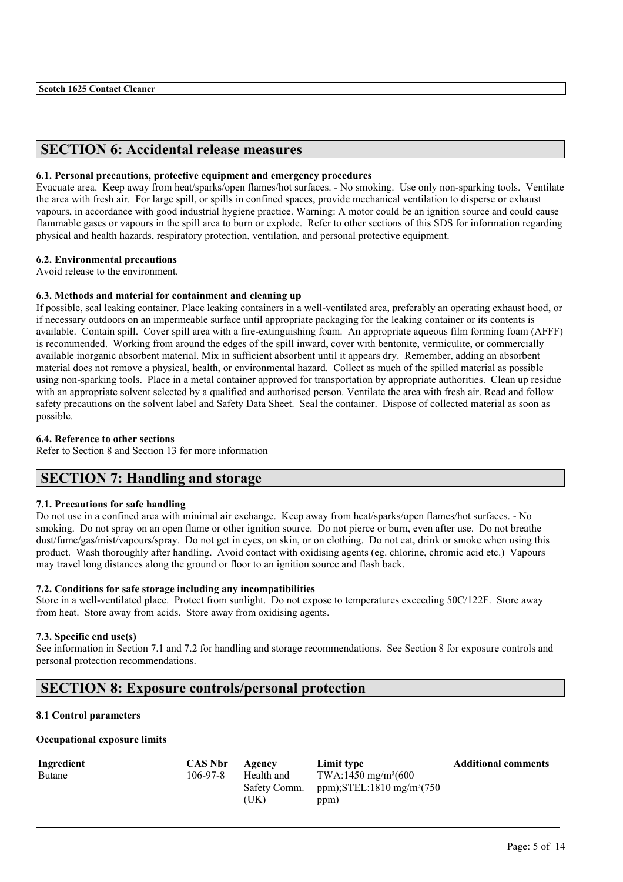## SECTION 6: Accidental release measures

### 6.1. Personal precautions, protective equipment and emergency procedures

Evacuate area. Keep away from heat/sparks/open flames/hot surfaces. - No smoking. Use only non-sparking tools. Ventilate the area with fresh air. For large spill, or spills in confined spaces, provide mechanical ventilation to disperse or exhaust vapours, in accordance with good industrial hygiene practice. Warning: A motor could be an ignition source and could cause flammable gases or vapours in the spill area to burn or explode. Refer to other sections of this SDS for information regarding physical and health hazards, respiratory protection, ventilation, and personal protective equipment.

### 6.2. Environmental precautions

Avoid release to the environment.

### 6.3. Methods and material for containment and cleaning up

If possible, seal leaking container. Place leaking containers in a well-ventilated area, preferably an operating exhaust hood, or if necessary outdoors on an impermeable surface until appropriate packaging for the leaking container or its contents is available. Contain spill. Cover spill area with a fire-extinguishing foam. An appropriate aqueous film forming foam (AFFF) is recommended. Working from around the edges of the spill inward, cover with bentonite, vermiculite, or commercially available inorganic absorbent material. Mix in sufficient absorbent until it appears dry. Remember, adding an absorbent material does not remove a physical, health, or environmental hazard. Collect as much of the spilled material as possible using non-sparking tools. Place in a metal container approved for transportation by appropriate authorities. Clean up residue with an appropriate solvent selected by a qualified and authorised person. Ventilate the area with fresh air. Read and follow safety precautions on the solvent label and Safety Data Sheet. Seal the container. Dispose of collected material as soon as possible.

### 6.4. Reference to other sections

Refer to Section 8 and Section 13 for more information

## SECTION 7: Handling and storage

### 7.1. Precautions for safe handling

Do not use in a confined area with minimal air exchange. Keep away from heat/sparks/open flames/hot surfaces. - No smoking. Do not spray on an open flame or other ignition source. Do not pierce or burn, even after use. Do not breathe dust/fume/gas/mist/vapours/spray. Do not get in eyes, on skin, or on clothing. Do not eat, drink or smoke when using this product. Wash thoroughly after handling. Avoid contact with oxidising agents (eg. chlorine, chromic acid etc.) Vapours may travel long distances along the ground or floor to an ignition source and flash back.

### 7.2. Conditions for safe storage including any incompatibilities

Store in a well-ventilated place. Protect from sunlight. Do not expose to temperatures exceeding 50C/122F. Store away from heat. Store away from acids. Store away from oxidising agents.

### 7.3. Specific end use(s)

See information in Section 7.1 and 7.2 for handling and storage recommendations. See Section 8 for exposure controls and personal protection recommendations.

## SECTION 8: Exposure controls/personal protection

### 8.1 Control parameters

**Occupational exposure limits**

| Ingredient | CAS Nbr | Agency | Limit type | Additional comments |
|---|---|---|---|---|
| Butane | 106-97-8 | Health and Safety Comm. (UK) | TWA:1450 mg/m³(600 ppm);STEL:1810 mg/m³(750 ppm) | |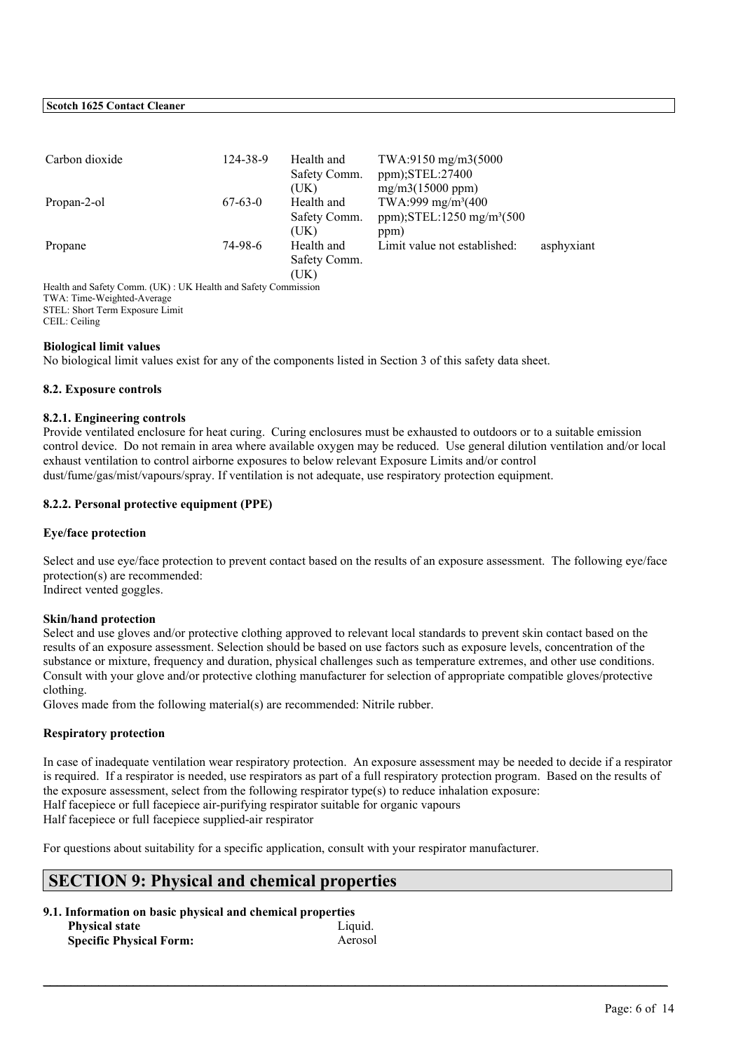| | | | | |
|---|---|---|---|---|
| Carbon dioxide | 124-38-9 | Health and Safety Comm. (UK) | TWA:9150 mg/m3(5000 ppm);STEL:27400 mg/m3(15000 ppm) | |
| Propan-2-ol | 67-63-0 | Health and Safety Comm. (UK) | TWA:999 mg/m³(400 ppm);STEL:1250 mg/m³(500 ppm) | |
| Propane | 74-98-6 | Health and Safety Comm. (UK) | Limit value not established: | asphyxiant |

Health and Safety Comm. (UK) : UK Health and Safety Commission
TWA: Time-Weighted-Average
STEL: Short Term Exposure Limit
CEIL: Ceiling

**Biological limit values**

No biological limit values exist for any of the components listed in Section 3 of this safety data sheet.

### 8.2. Exposure controls

#### 8.2.1. Engineering controls

Provide ventilated enclosure for heat curing. Curing enclosures must be exhausted to outdoors or to a suitable emission control device. Do not remain in area where available oxygen may be reduced. Use general dilution ventilation and/or local exhaust ventilation to control airborne exposures to below relevant Exposure Limits and/or control dust/fume/gas/mist/vapours/spray. If ventilation is not adequate, use respiratory protection equipment.

#### 8.2.2. Personal protective equipment (PPE)

**Eye/face protection**

Select and use eye/face protection to prevent contact based on the results of an exposure assessment. The following eye/face protection(s) are recommended:
Indirect vented goggles.

**Skin/hand protection**

Select and use gloves and/or protective clothing approved to relevant local standards to prevent skin contact based on the results of an exposure assessment. Selection should be based on use factors such as exposure levels, concentration of the substance or mixture, frequency and duration, physical challenges such as temperature extremes, and other use conditions. Consult with your glove and/or protective clothing manufacturer for selection of appropriate compatible gloves/protective clothing.
Gloves made from the following material(s) are recommended: Nitrile rubber.

**Respiratory protection**

In case of inadequate ventilation wear respiratory protection. An exposure assessment may be needed to decide if a respirator is required. If a respirator is needed, use respirators as part of a full respiratory protection program. Based on the results of the exposure assessment, select from the following respirator type(s) to reduce inhalation exposure:
Half facepiece or full facepiece air-purifying respirator suitable for organic vapours
Half facepiece or full facepiece supplied-air respirator

For questions about suitability for a specific application, consult with your respirator manufacturer.

## SECTION 9: Physical and chemical properties

### 9.1. Information on basic physical and chemical properties

| | |
|---|---|
| **Physical state** | Liquid. |
| **Specific Physical Form:** | Aerosol |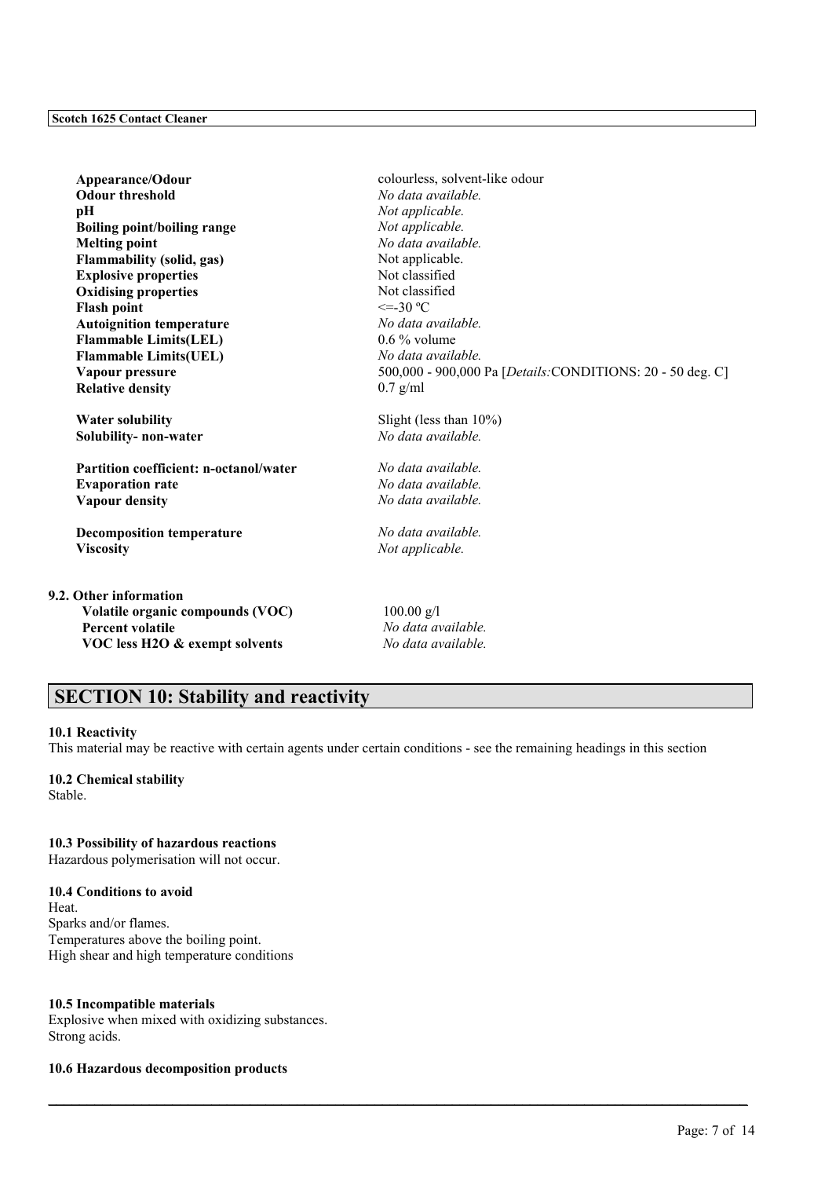| | |
|---|---|
| **Appearance/Odour** | colourless, solvent-like odour |
| **Odour threshold** | *No data available.* |
| **pH** | *Not applicable.* |
| **Boiling point/boiling range** | *Not applicable.* |
| **Melting point** | *No data available.* |
| **Flammability (solid, gas)** | Not applicable. |
| **Explosive properties** | Not classified |
| **Oxidising properties** | Not classified |
| **Flash point** | <=-30 ºC |
| **Autoignition temperature** | *No data available.* |
| **Flammable Limits(LEL)** | 0.6 % volume |
| **Flammable Limits(UEL)** | *No data available.* |
| **Vapour pressure** | 500,000 - 900,000 Pa [*Details:*CONDITIONS: 20 - 50 deg. C] |
| **Relative density** | 0.7 g/ml |
| **Water solubility** | Slight (less than 10%) |
| **Solubility- non-water** | *No data available.* |
| **Partition coefficient: n-octanol/water** | *No data available.* |
| **Evaporation rate** | *No data available.* |
| **Vapour density** | *No data available.* |
| **Decomposition temperature** | *No data available.* |
| **Viscosity** | *Not applicable.* |

**9.2. Other information**

| | |
|---|---|
| **Volatile organic compounds (VOC)** | 100.00 g/l |
| **Percent volatile** | *No data available.* |
| **VOC less H2O & exempt solvents** | *No data available.* |

## SECTION 10: Stability and reactivity

**10.1 Reactivity**
This material may be reactive with certain agents under certain conditions - see the remaining headings in this section

**10.2 Chemical stability**
Stable.

**10.3 Possibility of hazardous reactions**
Hazardous polymerisation will not occur.

**10.4 Conditions to avoid**
Heat.
Sparks and/or flames.
Temperatures above the boiling point.
High shear and high temperature conditions

**10.5 Incompatible materials**
Explosive when mixed with oxidizing substances.
Strong acids.

**10.6 Hazardous decomposition products**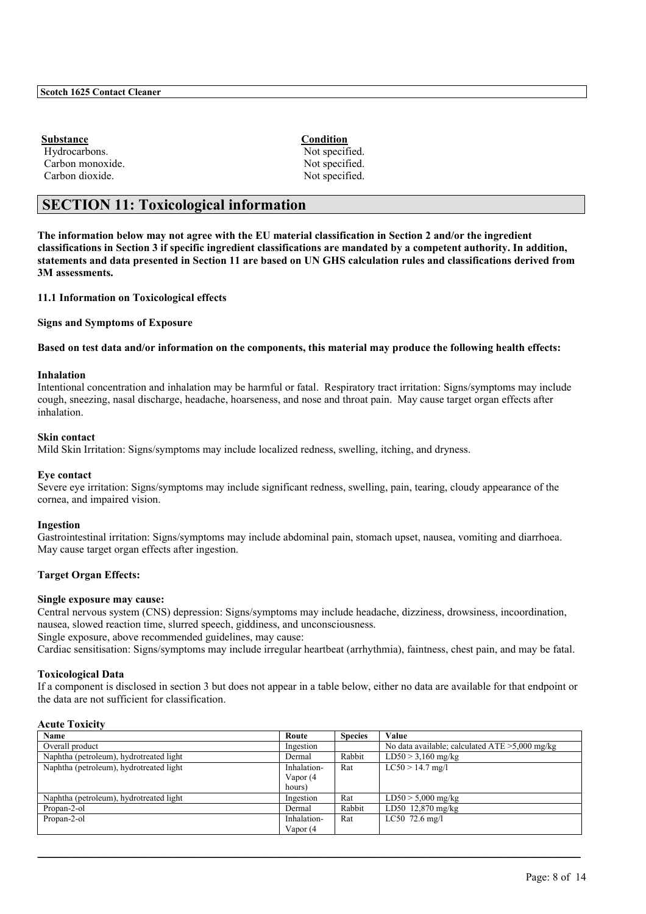| Substance | Condition |
| --- | --- |
| Hydrocarbons. | Not specified. |
| Carbon monoxide. | Not specified. |
| Carbon dioxide. | Not specified. |

## SECTION 11: Toxicological information

**The information below may not agree with the EU material classification in Section 2 and/or the ingredient classifications in Section 3 if specific ingredient classifications are mandated by a competent authority. In addition, statements and data presented in Section 11 are based on UN GHS calculation rules and classifications derived from 3M assessments.**

**11.1 Information on Toxicological effects**

**Signs and Symptoms of Exposure**

**Based on test data and/or information on the components, this material may produce the following health effects:**

**Inhalation**
Intentional concentration and inhalation may be harmful or fatal. Respiratory tract irritation: Signs/symptoms may include cough, sneezing, nasal discharge, headache, hoarseness, and nose and throat pain. May cause target organ effects after inhalation.

**Skin contact**
Mild Skin Irritation: Signs/symptoms may include localized redness, swelling, itching, and dryness.

**Eye contact**
Severe eye irritation: Signs/symptoms may include significant redness, swelling, pain, tearing, cloudy appearance of the cornea, and impaired vision.

**Ingestion**
Gastrointestinal irritation: Signs/symptoms may include abdominal pain, stomach upset, nausea, vomiting and diarrhoea. May cause target organ effects after ingestion.

**Target Organ Effects:**

**Single exposure may cause:**
Central nervous system (CNS) depression: Signs/symptoms may include headache, dizziness, drowsiness, incoordination, nausea, slowed reaction time, slurred speech, giddiness, and unconsciousness.
Single exposure, above recommended guidelines, may cause:
Cardiac sensitisation: Signs/symptoms may include irregular heartbeat (arrhythmia), faintness, chest pain, and may be fatal.

**Toxicological Data**
If a component is disclosed in section 3 but does not appear in a table below, either no data are available for that endpoint or the data are not sufficient for classification.

**Acute Toxicity**

| Name | Route | Species | Value |
| --- | --- | --- | --- |
| Overall product | Ingestion | | No data available; calculated ATE >5,000 mg/kg |
| Naphtha (petroleum), hydrotreated light | Dermal | Rabbit | LD50 > 3,160 mg/kg |
| Naphtha (petroleum), hydrotreated light | Inhalation-Vapor (4 hours) | Rat | LC50 > 14.7 mg/l |
| Naphtha (petroleum), hydrotreated light | Ingestion | Rat | LD50 > 5,000 mg/kg |
| Propan-2-ol | Dermal | Rabbit | LD50 12,870 mg/kg |
| Propan-2-ol | Inhalation-Vapor (4 | Rat | LC50 72.6 mg/l |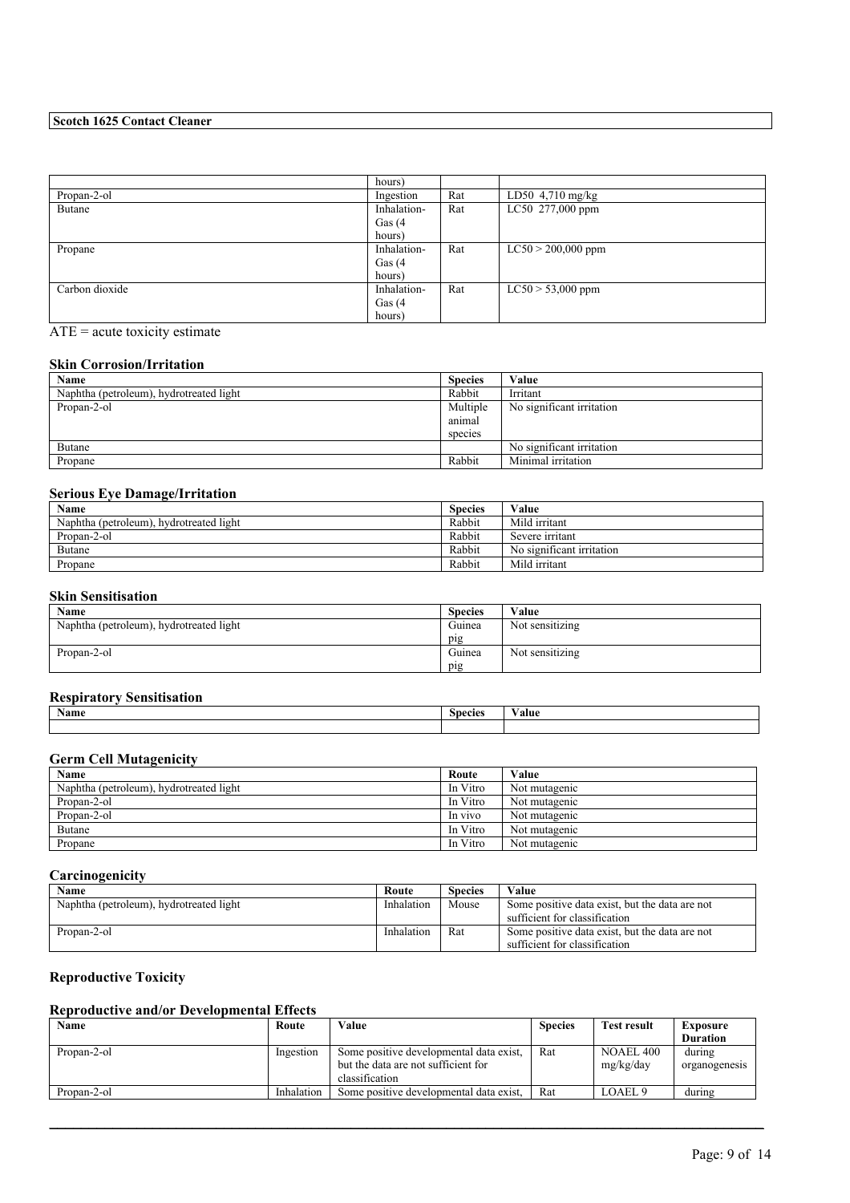| | hours) | | |
|---|---|---|---|
| Propan-2-ol | Ingestion | Rat | LD50 4,710 mg/kg |
| Butane | Inhalation-Gas (4 hours) | Rat | LC50 277,000 ppm |
| Propane | Inhalation-Gas (4 hours) | Rat | LC50 > 200,000 ppm |
| Carbon dioxide | Inhalation-Gas (4 hours) | Rat | LC50 > 53,000 ppm |

ATE = acute toxicity estimate

### Skin Corrosion/Irritation

| Name | Species | Value |
|---|---|---|
| Naphtha (petroleum), hydrotreated light | Rabbit | Irritant |
| Propan-2-ol | Multiple animal species | No significant irritation |
| Butane | | No significant irritation |
| Propane | Rabbit | Minimal irritation |

### Serious Eye Damage/Irritation

| Name | Species | Value |
|---|---|---|
| Naphtha (petroleum), hydrotreated light | Rabbit | Mild irritant |
| Propan-2-ol | Rabbit | Severe irritant |
| Butane | Rabbit | No significant irritation |
| Propane | Rabbit | Mild irritant |

### Skin Sensitisation

| Name | Species | Value |
|---|---|---|
| Naphtha (petroleum), hydrotreated light | Guinea pig | Not sensitizing |
| Propan-2-ol | Guinea pig | Not sensitizing |

### Respiratory Sensitisation

| Name | Species | Value |
|---|---|---|
| | | |

### Germ Cell Mutagenicity

| Name | Route | Value |
|---|---|---|
| Naphtha (petroleum), hydrotreated light | In Vitro | Not mutagenic |
| Propan-2-ol | In Vitro | Not mutagenic |
| Propan-2-ol | In vivo | Not mutagenic |
| Butane | In Vitro | Not mutagenic |
| Propane | In Vitro | Not mutagenic |

### Carcinogenicity

| Name | Route | Species | Value |
|---|---|---|---|
| Naphtha (petroleum), hydrotreated light | Inhalation | Mouse | Some positive data exist, but the data are not sufficient for classification |
| Propan-2-ol | Inhalation | Rat | Some positive data exist, but the data are not sufficient for classification |

### Reproductive Toxicity

### Reproductive and/or Developmental Effects

| Name | Route | Value | Species | Test result | Exposure Duration |
|---|---|---|---|---|---|
| Propan-2-ol | Ingestion | Some positive developmental data exist, but the data are not sufficient for classification | Rat | NOAEL 400 mg/kg/day | during organogenesis |
| Propan-2-ol | Inhalation | Some positive developmental data exist, | Rat | LOAEL 9 | during |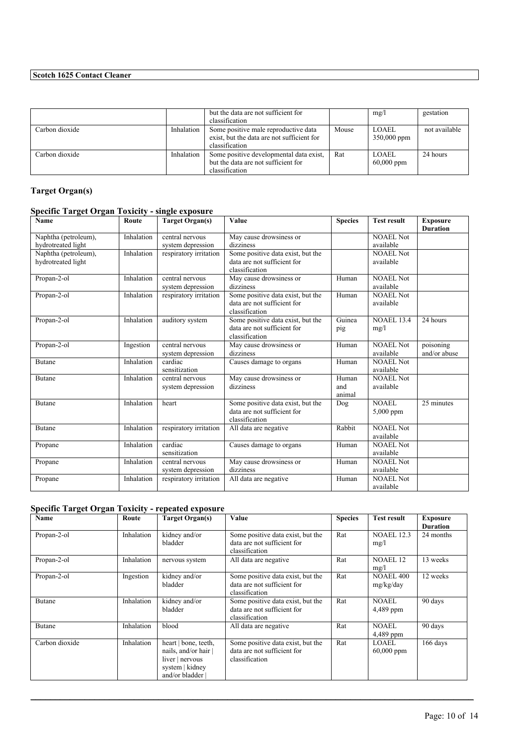| | | but the data are not sufficient for classification | | mg/l | gestation |
|---|---|---|---|---|---|
| Carbon dioxide | Inhalation | Some positive male reproductive data exist, but the data are not sufficient for classification | Mouse | LOAEL 350,000 ppm | not available |
| Carbon dioxide | Inhalation | Some positive developmental data exist, but the data are not sufficient for classification | Rat | LOAEL 60,000 ppm | 24 hours |

### Target Organ(s)

#### Specific Target Organ Toxicity - single exposure

| Name | Route | Target Organ(s) | Value | Species | Test result | Exposure Duration |
|---|---|---|---|---|---|---|
| Naphtha (petroleum), hydrotreated light | Inhalation | central nervous system depression | May cause drowsiness or dizziness | | NOAEL Not available | |
| Naphtha (petroleum), hydrotreated light | Inhalation | respiratory irritation | Some positive data exist, but the data are not sufficient for classification | | NOAEL Not available | |
| Propan-2-ol | Inhalation | central nervous system depression | May cause drowsiness or dizziness | Human | NOAEL Not available | |
| Propan-2-ol | Inhalation | respiratory irritation | Some positive data exist, but the data are not sufficient for classification | Human | NOAEL Not available | |
| Propan-2-ol | Inhalation | auditory system | Some positive data exist, but the data are not sufficient for classification | Guinea pig | NOAEL 13.4 mg/l | 24 hours |
| Propan-2-ol | Ingestion | central nervous system depression | May cause drowsiness or dizziness | Human | NOAEL Not available | poisoning and/or abuse |
| Butane | Inhalation | cardiac sensitization | Causes damage to organs | Human | NOAEL Not available | |
| Butane | Inhalation | central nervous system depression | May cause drowsiness or dizziness | Human and animal | NOAEL Not available | |
| Butane | Inhalation | heart | Some positive data exist, but the data are not sufficient for classification | Dog | NOAEL 5,000 ppm | 25 minutes |
| Butane | Inhalation | respiratory irritation | All data are negative | Rabbit | NOAEL Not available | |
| Propane | Inhalation | cardiac sensitization | Causes damage to organs | Human | NOAEL Not available | |
| Propane | Inhalation | central nervous system depression | May cause drowsiness or dizziness | Human | NOAEL Not available | |
| Propane | Inhalation | respiratory irritation | All data are negative | Human | NOAEL Not available | |

#### Specific Target Organ Toxicity - repeated exposure

| Name | Route | Target Organ(s) | Value | Species | Test result | Exposure Duration |
|---|---|---|---|---|---|---|
| Propan-2-ol | Inhalation | kidney and/or bladder | Some positive data exist, but the data are not sufficient for classification | Rat | NOAEL 12.3 mg/l | 24 months |
| Propan-2-ol | Inhalation | nervous system | All data are negative | Rat | NOAEL 12 mg/l | 13 weeks |
| Propan-2-ol | Ingestion | kidney and/or bladder | Some positive data exist, but the data are not sufficient for classification | Rat | NOAEL 400 mg/kg/day | 12 weeks |
| Butane | Inhalation | kidney and/or bladder | Some positive data exist, but the data are not sufficient for classification | Rat | NOAEL 4,489 ppm | 90 days |
| Butane | Inhalation | blood | All data are negative | Rat | NOAEL 4,489 ppm | 90 days |
| Carbon dioxide | Inhalation | heart \| bone, teeth, nails, and/or hair \| liver \| nervous system \| kidney and/or bladder \| | Some positive data exist, but the data are not sufficient for classification | Rat | LOAEL 60,000 ppm | 166 days |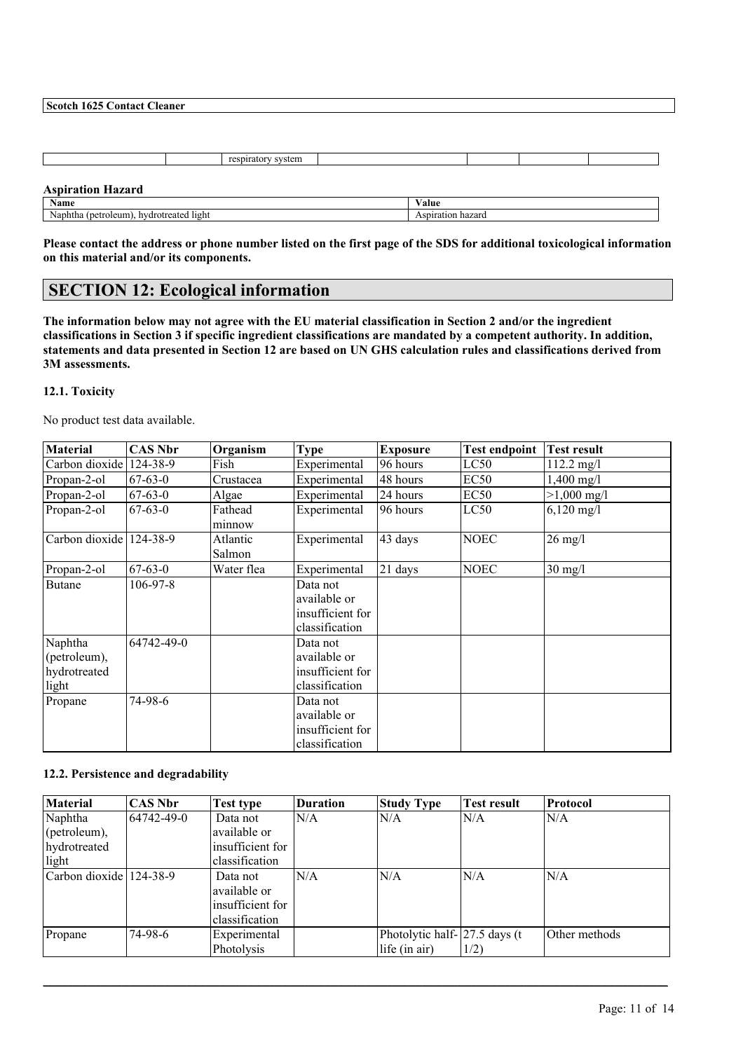| | | respiratory system | | | | |
|---|---|---|---|---|---|---|

**Aspiration Hazard**

| Name | Value |
|---|---|
| Naphtha (petroleum), hydrotreated light | Aspiration hazard |

**Please contact the address or phone number listed on the first page of the SDS for additional toxicological information on this material and/or its components.**

## SECTION 12: Ecological information

**The information below may not agree with the EU material classification in Section 2 and/or the ingredient classifications in Section 3 if specific ingredient classifications are mandated by a competent authority. In addition, statements and data presented in Section 12 are based on UN GHS calculation rules and classifications derived from 3M assessments.**

### 12.1. Toxicity

No product test data available.

| Material | CAS Nbr | Organism | Type | Exposure | Test endpoint | Test result |
|---|---|---|---|---|---|---|
| Carbon dioxide | 124-38-9 | Fish | Experimental | 96 hours | LC50 | 112.2 mg/l |
| Propan-2-ol | 67-63-0 | Crustacea | Experimental | 48 hours | EC50 | 1,400 mg/l |
| Propan-2-ol | 67-63-0 | Algae | Experimental | 24 hours | EC50 | >1,000 mg/l |
| Propan-2-ol | 67-63-0 | Fathead minnow | Experimental | 96 hours | LC50 | 6,120 mg/l |
| Carbon dioxide | 124-38-9 | Atlantic Salmon | Experimental | 43 days | NOEC | 26 mg/l |
| Propan-2-ol | 67-63-0 | Water flea | Experimental | 21 days | NOEC | 30 mg/l |
| Butane | 106-97-8 | | Data not available or insufficient for classification | | | |
| Naphtha (petroleum), hydrotreated light | 64742-49-0 | | Data not available or insufficient for classification | | | |
| Propane | 74-98-6 | | Data not available or insufficient for classification | | | |

### 12.2. Persistence and degradability

| Material | CAS Nbr | Test type | Duration | Study Type | Test result | Protocol |
|---|---|---|---|---|---|---|
| Naphtha (petroleum), hydrotreated light | 64742-49-0 | Data not available or insufficient for classification | N/A | N/A | N/A | N/A |
| Carbon dioxide | 124-38-9 | Data not available or insufficient for classification | N/A | N/A | N/A | N/A |
| Propane | 74-98-6 | Experimental Photolysis | | Photolytic half-life (in air) | 27.5 days (t 1/2) | Other methods |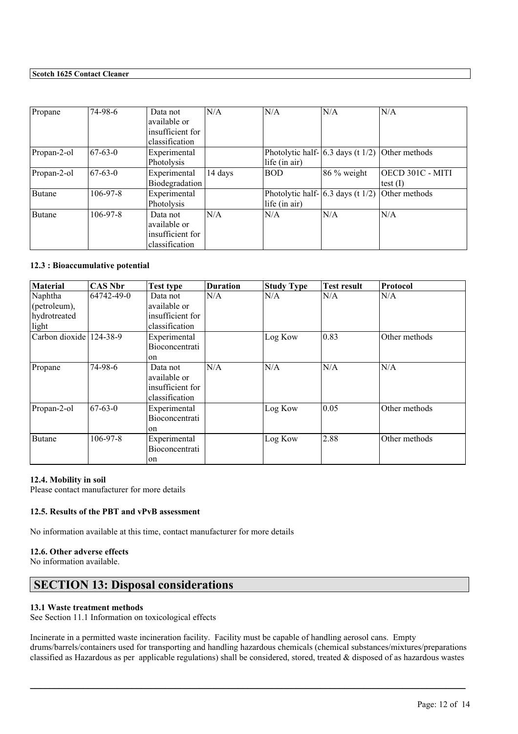| Propane | 74-98-6 | Data not available or insufficient for classification | N/A | N/A | N/A | N/A |
|---|---|---|---|---|---|---|
| Propan-2-ol | 67-63-0 | Experimental Photolysis | | Photolytic half-life (in air) | 6.3 days (t 1/2) | Other methods |
| Propan-2-ol | 67-63-0 | Experimental Biodegradation | 14 days | BOD | 86 % weight | OECD 301C - MITI test (I) |
| Butane | 106-97-8 | Experimental Photolysis | | Photolytic half-life (in air) | 6.3 days (t 1/2) | Other methods |
| Butane | 106-97-8 | Data not available or insufficient for classification | N/A | N/A | N/A | N/A |

#### 12.3 : Bioaccumulative potential

| Material | CAS Nbr | Test type | Duration | Study Type | Test result | Protocol |
|---|---|---|---|---|---|---|
| Naphtha (petroleum), hydrotreated light | 64742-49-0 | Data not available or insufficient for classification | N/A | N/A | N/A | N/A |
| Carbon dioxide | 124-38-9 | Experimental Bioconcentration | | Log Kow | 0.83 | Other methods |
| Propane | 74-98-6 | Data not available or insufficient for classification | N/A | N/A | N/A | N/A |
| Propan-2-ol | 67-63-0 | Experimental Bioconcentration | | Log Kow | 0.05 | Other methods |
| Butane | 106-97-8 | Experimental Bioconcentration | | Log Kow | 2.88 | Other methods |

#### 12.4. Mobility in soil

Please contact manufacturer for more details

#### 12.5. Results of the PBT and vPvB assessment

No information available at this time, contact manufacturer for more details

#### 12.6. Other adverse effects

No information available.

## SECTION 13: Disposal considerations

#### 13.1 Waste treatment methods

See Section 11.1 Information on toxicological effects

Incinerate in a permitted waste incineration facility. Facility must be capable of handling aerosol cans. Empty drums/barrels/containers used for transporting and handling hazardous chemicals (chemical substances/mixtures/preparations classified as Hazardous as per applicable regulations) shall be considered, stored, treated & disposed of as hazardous wastes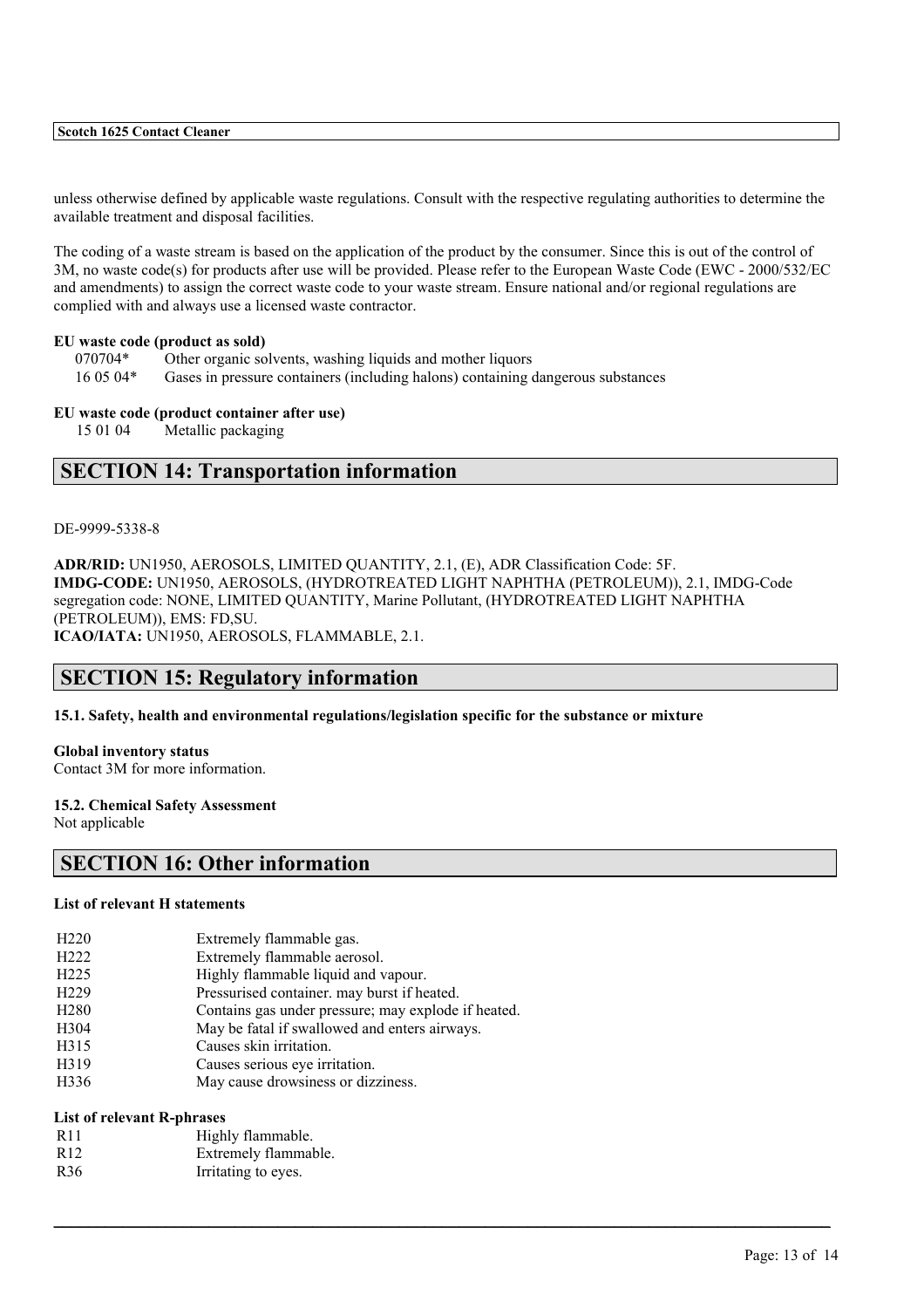unless otherwise defined by applicable waste regulations. Consult with the respective regulating authorities to determine the available treatment and disposal facilities.

The coding of a waste stream is based on the application of the product by the consumer. Since this is out of the control of 3M, no waste code(s) for products after use will be provided. Please refer to the European Waste Code (EWC - 2000/532/EC and amendments) to assign the correct waste code to your waste stream. Ensure national and/or regional regulations are complied with and always use a licensed waste contractor.

**EU waste code (product as sold)**

| | |
|---|---|
| 070704* | Other organic solvents, washing liquids and mother liquors |
| 16 05 04* | Gases in pressure containers (including halons) containing dangerous substances |

**EU waste code (product container after use)**

| | |
|---|---|
| 15 01 04 | Metallic packaging |

## SECTION 14: Transportation information

DE-9999-5338-8

**ADR/RID:** UN1950, AEROSOLS, LIMITED QUANTITY, 2.1, (E), ADR Classification Code: 5F.
**IMDG-CODE:** UN1950, AEROSOLS, (HYDROTREATED LIGHT NAPHTHA (PETROLEUM)), 2.1, IMDG-Code segregation code: NONE, LIMITED QUANTITY, Marine Pollutant, (HYDROTREATED LIGHT NAPHTHA (PETROLEUM)), EMS: FD,SU.
**ICAO/IATA:** UN1950, AEROSOLS, FLAMMABLE, 2.1.

## SECTION 15: Regulatory information

**15.1. Safety, health and environmental regulations/legislation specific for the substance or mixture**

**Global inventory status**
Contact 3M for more information.

**15.2. Chemical Safety Assessment**
Not applicable

## SECTION 16: Other information

**List of relevant H statements**

| | |
|---|---|
| H220 | Extremely flammable gas. |
| H222 | Extremely flammable aerosol. |
| H225 | Highly flammable liquid and vapour. |
| H229 | Pressurised container. may burst if heated. |
| H280 | Contains gas under pressure; may explode if heated. |
| H304 | May be fatal if swallowed and enters airways. |
| H315 | Causes skin irritation. |
| H319 | Causes serious eye irritation. |
| H336 | May cause drowsiness or dizziness. |

**List of relevant R-phrases**

| | |
|---|---|
| R11 | Highly flammable. |
| R12 | Extremely flammable. |
| R36 | Irritating to eyes. |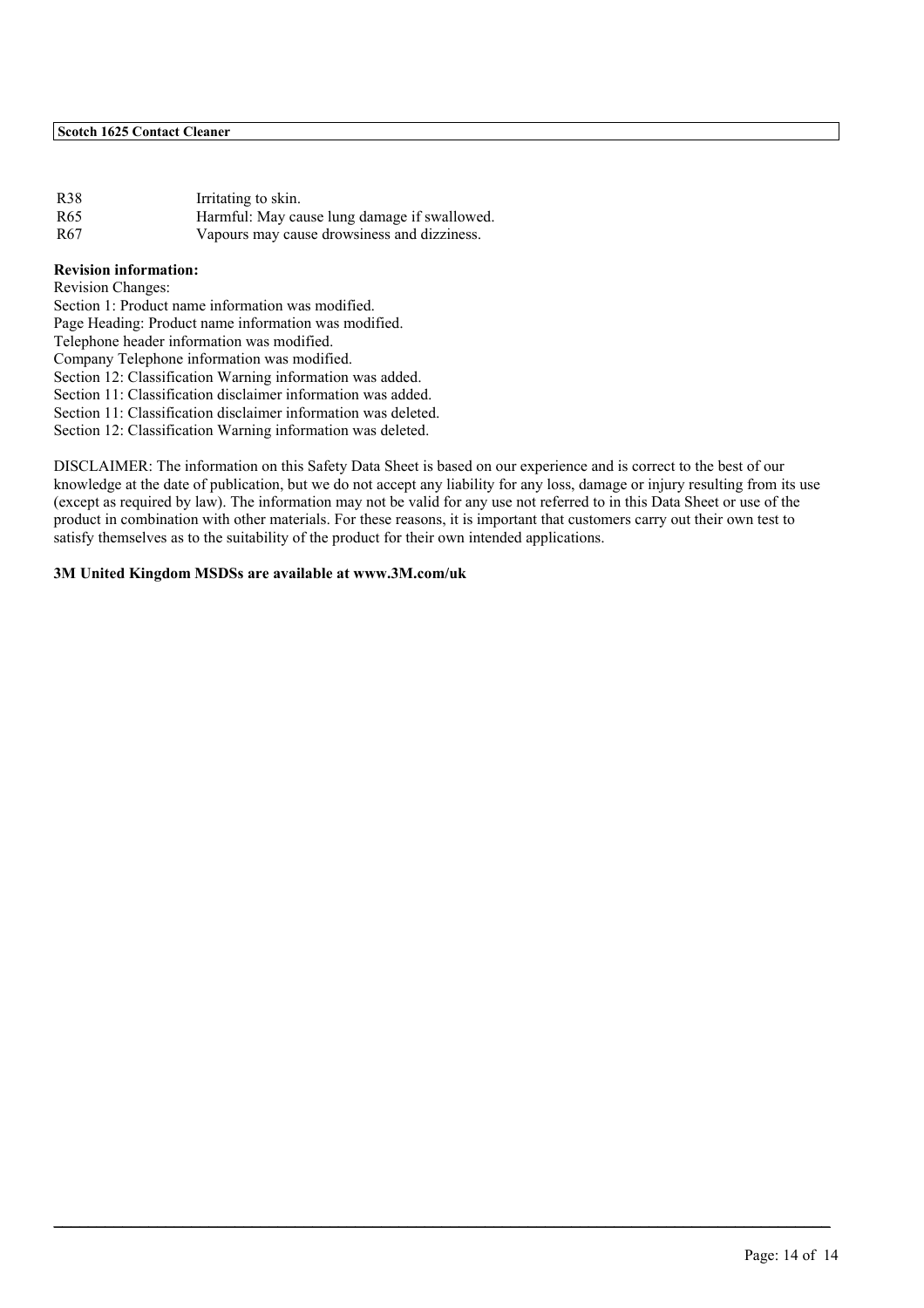| | |
|---|---|
| R38 | Irritating to skin. |
| R65 | Harmful: May cause lung damage if swallowed. |
| R67 | Vapours may cause drowsiness and dizziness. |

**Revision information:**

Revision Changes:
Section 1: Product name information was modified.
Page Heading: Product name information was modified.
Telephone header information was modified.
Company Telephone information was modified.
Section 12: Classification Warning information was added.
Section 11: Classification disclaimer information was added.
Section 11: Classification disclaimer information was deleted.
Section 12: Classification Warning information was deleted.

DISCLAIMER: The information on this Safety Data Sheet is based on our experience and is correct to the best of our knowledge at the date of publication, but we do not accept any liability for any loss, damage or injury resulting from its use (except as required by law). The information may not be valid for any use not referred to in this Data Sheet or use of the product in combination with other materials. For these reasons, it is important that customers carry out their own test to satisfy themselves as to the suitability of the product for their own intended applications.

**3M United Kingdom MSDSs are available at www.3M.com/uk**